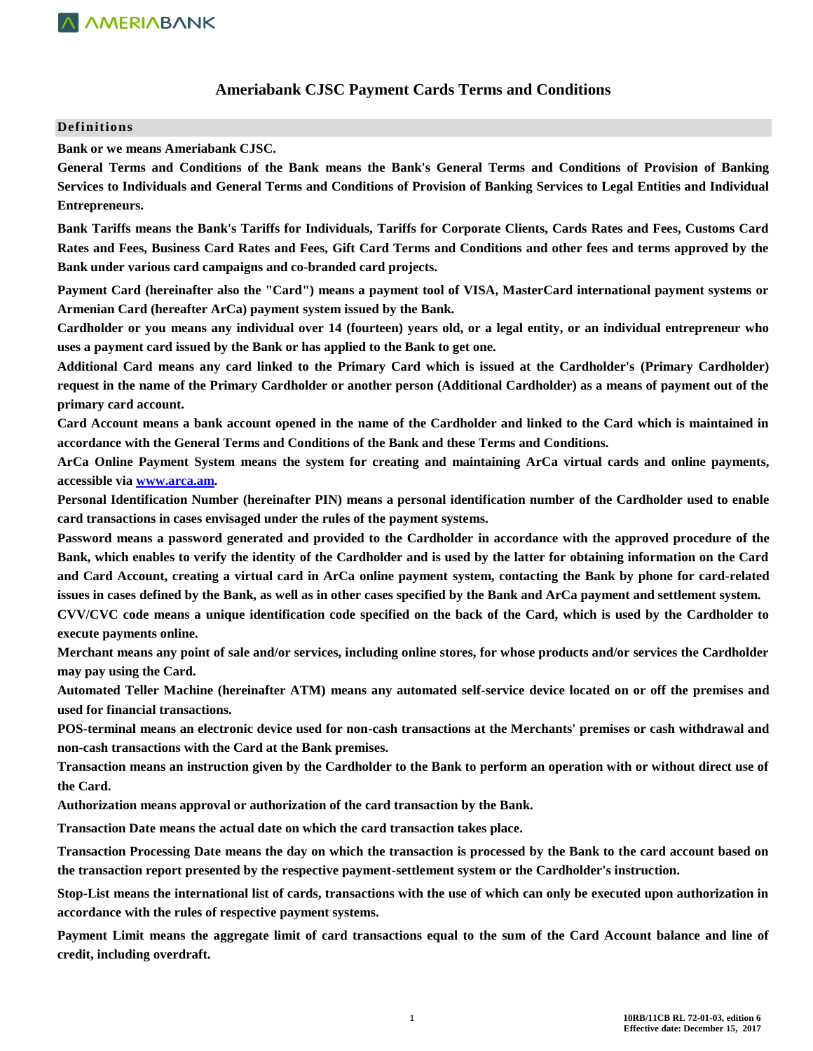# Ameriabank CJSC Payment Cards Terms and Conditions

## Definitions

**Bank or we means Ameriabank CJSC.**

**General Terms and Conditions of the Bank means the Bank's General Terms and Conditions of Provision of Banking Services to Individuals and General Terms and Conditions of Provision of Banking Services to Legal Entities and Individual Entrepreneurs.**

**Bank Tariffs means the Bank's Tariffs for Individuals, Tariffs for Corporate Clients, Cards Rates and Fees, Customs Card Rates and Fees, Business Card Rates and Fees, Gift Card Terms and Conditions and other fees and terms approved by the Bank under various card campaigns and co-branded card projects.**

**Payment Card (hereinafter also the "Card") means a payment tool of VISA, MasterCard international payment systems or Armenian Card (hereafter ArCa) payment system issued by the Bank.**

**Cardholder or you means any individual over 14 (fourteen) years old, or a legal entity, or an individual entrepreneur who uses a payment card issued by the Bank or has applied to the Bank to get one.**

**Additional Card means any card linked to the Primary Card which is issued at the Cardholder's (Primary Cardholder) request in the name of the Primary Cardholder or another person (Additional Cardholder) as a means of payment out of the primary card account.**

**Card Account means a bank account opened in the name of the Cardholder and linked to the Card which is maintained in accordance with the General Terms and Conditions of the Bank and these Terms and Conditions.**

**ArCa Online Payment System means the system for creating and maintaining ArCa virtual cards and online payments, accessible via [www.arca.am](http://www.arca.am).**

**Personal Identification Number (hereinafter PIN) means a personal identification number of the Cardholder used to enable card transactions in cases envisaged under the rules of the payment systems.**

**Password means a password generated and provided to the Cardholder in accordance with the approved procedure of the Bank, which enables to verify the identity of the Cardholder and is used by the latter for obtaining information on the Card and Card Account, creating a virtual card in ArCa online payment system, contacting the Bank by phone for card-related issues in cases defined by the Bank, as well as in other cases specified by the Bank and ArCa payment and settlement system.**

**CVV/CVC code means a unique identification code specified on the back of the Card, which is used by the Cardholder to execute payments online.**

**Merchant means any point of sale and/or services, including online stores, for whose products and/or services the Cardholder may pay using the Card.**

**Automated Teller Machine (hereinafter ATM) means any automated self-service device located on or off the premises and used for financial transactions.**

**POS-terminal means an electronic device used for non-cash transactions at the Merchants' premises or cash withdrawal and non-cash transactions with the Card at the Bank premises.**

**Transaction means an instruction given by the Cardholder to the Bank to perform an operation with or without direct use of the Card.**

**Authorization means approval or authorization of the card transaction by the Bank.**

**Transaction Date means the actual date on which the card transaction takes place.**

**Transaction Processing Date means the day on which the transaction is processed by the Bank to the card account based on the transaction report presented by the respective payment-settlement system or the Cardholder's instruction.**

**Stop-List means the international list of cards, transactions with the use of which can only be executed upon authorization in accordance with the rules of respective payment systems.**

**Payment Limit means the aggregate limit of card transactions equal to the sum of the Card Account balance and line of credit, including overdraft.**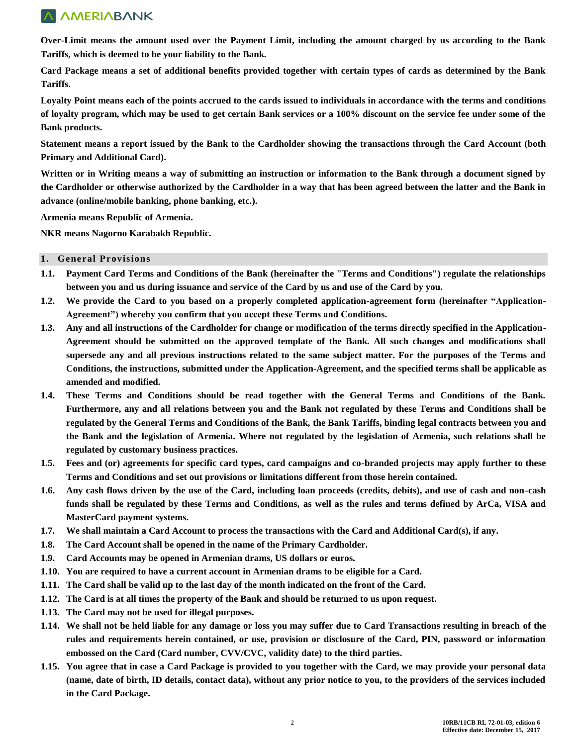**Over-Limit means the amount used over the Payment Limit, including the amount charged by us according to the Bank Tariffs, which is deemed to be your liability to the Bank.**

**Card Package means a set of additional benefits provided together with certain types of cards as determined by the Bank Tariffs.**

**Loyalty Point means each of the points accrued to the cards issued to individuals in accordance with the terms and conditions of loyalty program, which may be used to get certain Bank services or a 100% discount on the service fee under some of the Bank products.**

**Statement means a report issued by the Bank to the Cardholder showing the transactions through the Card Account (both Primary and Additional Card).**

**Written or in Writing means a way of submitting an instruction or information to the Bank through a document signed by the Cardholder or otherwise authorized by the Cardholder in a way that has been agreed between the latter and the Bank in advance (online/mobile banking, phone banking, etc.).**

**Armenia means Republic of Armenia.**

**NKR means Nagorno Karabakh Republic.**

## 1. General Provisions

**1.1. Payment Card Terms and Conditions of the Bank (hereinafter the "Terms and Conditions") regulate the relationships between you and us during issuance and service of the Card by us and use of the Card by you.**

**1.2. We provide the Card to you based on a properly completed application-agreement form (hereinafter "Application-Agreement") whereby you confirm that you accept these Terms and Conditions.**

**1.3. Any and all instructions of the Cardholder for change or modification of the terms directly specified in the Application-Agreement should be submitted on the approved template of the Bank. All such changes and modifications shall supersede any and all previous instructions related to the same subject matter. For the purposes of the Terms and Conditions, the instructions, submitted under the Application-Agreement, and the specified terms shall be applicable as amended and modified.**

**1.4. These Terms and Conditions should be read together with the General Terms and Conditions of the Bank. Furthermore, any and all relations between you and the Bank not regulated by these Terms and Conditions shall be regulated by the General Terms and Conditions of the Bank, the Bank Tariffs, binding legal contracts between you and the Bank and the legislation of Armenia. Where not regulated by the legislation of Armenia, such relations shall be regulated by customary business practices.**

**1.5. Fees and (or) agreements for specific card types, card campaigns and co-branded projects may apply further to these Terms and Conditions and set out provisions or limitations different from those herein contained.**

**1.6. Any cash flows driven by the use of the Card, including loan proceeds (credits, debits), and use of cash and non-cash funds shall be regulated by these Terms and Conditions, as well as the rules and terms defined by ArCa, VISA and MasterCard payment systems.**

**1.7. We shall maintain a Card Account to process the transactions with the Card and Additional Card(s), if any.**

**1.8. The Card Account shall be opened in the name of the Primary Cardholder.**

**1.9. Card Accounts may be opened in Armenian drams, US dollars or euros.**

**1.10. You are required to have a current account in Armenian drams to be eligible for a Card.**

**1.11. The Card shall be valid up to the last day of the month indicated on the front of the Card.**

**1.12. The Card is at all times the property of the Bank and should be returned to us upon request.**

**1.13. The Card may not be used for illegal purposes.**

**1.14. We shall not be held liable for any damage or loss you may suffer due to Card Transactions resulting in breach of the rules and requirements herein contained, or use, provision or disclosure of the Card, PIN, password or information embossed on the Card (Card number, CVV/CVC, validity date) to the third parties.**

**1.15. You agree that in case a Card Package is provided to you together with the Card, we may provide your personal data (name, date of birth, ID details, contact data), without any prior notice to you, to the providers of the services included in the Card Package.**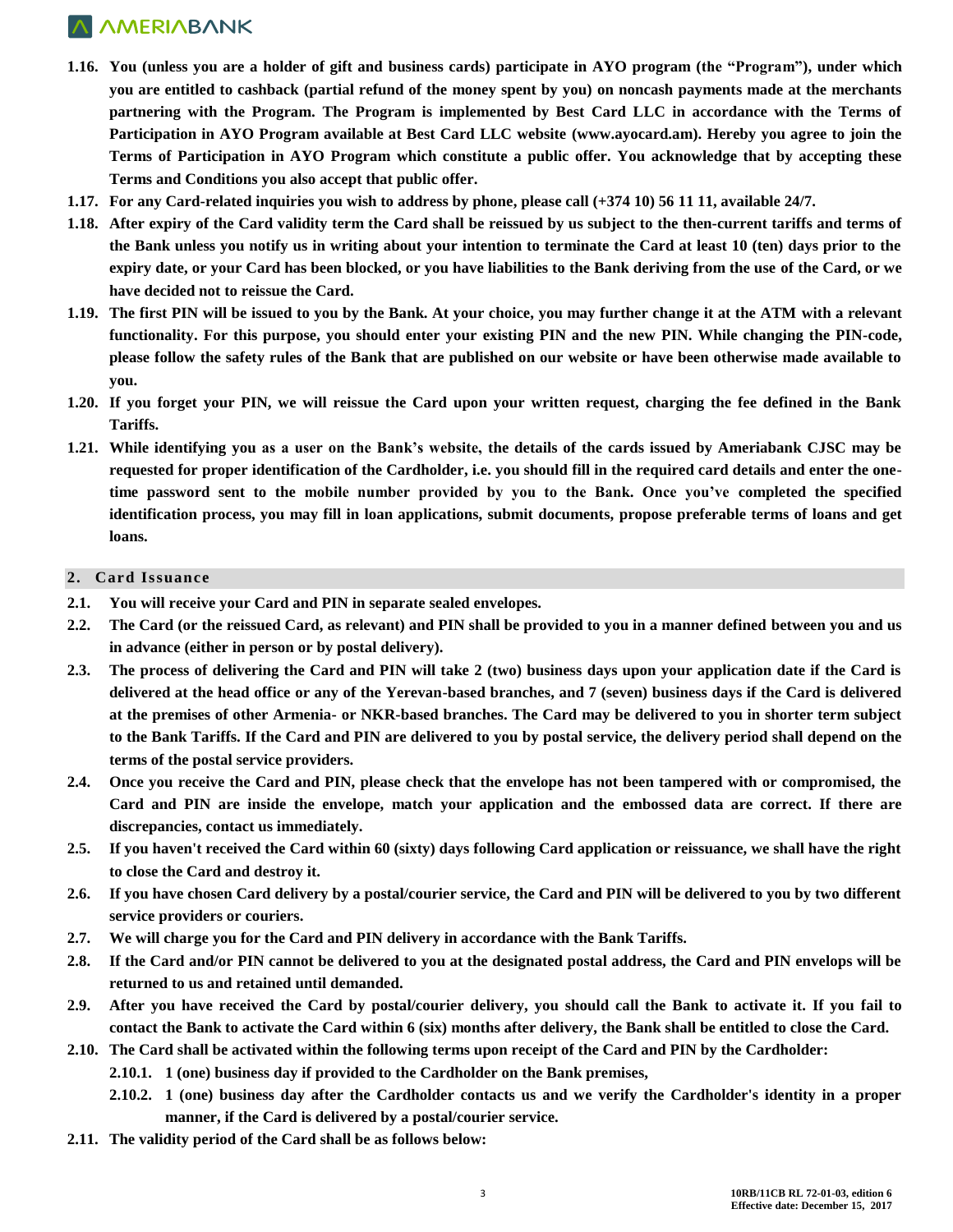**1.16. You (unless you are a holder of gift and business cards) participate in AYO program (the "Program"), under which you are entitled to cashback (partial refund of the money spent by you) on noncash payments made at the merchants partnering with the Program. The Program is implemented by Best Card LLC in accordance with the Terms of Participation in AYO Program available at Best Card LLC website (www.ayocard.am). Hereby you agree to join the Terms of Participation in AYO Program which constitute a public offer. You acknowledge that by accepting these Terms and Conditions you also accept that public offer.**

**1.17. For any Card-related inquiries you wish to address by phone, please call (+374 10) 56 11 11, available 24/7.**

**1.18. After expiry of the Card validity term the Card shall be reissued by us subject to the then-current tariffs and terms of the Bank unless you notify us in writing about your intention to terminate the Card at least 10 (ten) days prior to the expiry date, or your Card has been blocked, or you have liabilities to the Bank deriving from the use of the Card, or we have decided not to reissue the Card.**

**1.19. The first PIN will be issued to you by the Bank. At your choice, you may further change it at the ATM with a relevant functionality. For this purpose, you should enter your existing PIN and the new PIN. While changing the PIN-code, please follow the safety rules of the Bank that are published on our website or have been otherwise made available to you.**

**1.20. If you forget your PIN, we will reissue the Card upon your written request, charging the fee defined in the Bank Tariffs.**

**1.21. While identifying you as a user on the Bank's website, the details of the cards issued by Ameriabank CJSC may be requested for proper identification of the Cardholder, i.e. you should fill in the required card details and enter the one-time password sent to the mobile number provided by you to the Bank. Once you've completed the specified identification process, you may fill in loan applications, submit documents, propose preferable terms of loans and get loans.**

## 2. Card Issuance

**2.1. You will receive your Card and PIN in separate sealed envelopes.**

**2.2. The Card (or the reissued Card, as relevant) and PIN shall be provided to you in a manner defined between you and us in advance (either in person or by postal delivery).**

**2.3. The process of delivering the Card and PIN will take 2 (two) business days upon your application date if the Card is delivered at the head office or any of the Yerevan-based branches, and 7 (seven) business days if the Card is delivered at the premises of other Armenia- or NKR-based branches. The Card may be delivered to you in shorter term subject to the Bank Tariffs. If the Card and PIN are delivered to you by postal service, the delivery period shall depend on the terms of the postal service providers.**

**2.4. Once you receive the Card and PIN, please check that the envelope has not been tampered with or compromised, the Card and PIN are inside the envelope, match your application and the embossed data are correct. If there are discrepancies, contact us immediately.**

**2.5. If you haven't received the Card within 60 (sixty) days following Card application or reissuance, we shall have the right to close the Card and destroy it.**

**2.6. If you have chosen Card delivery by a postal/courier service, the Card and PIN will be delivered to you by two different service providers or couriers.**

**2.7. We will charge you for the Card and PIN delivery in accordance with the Bank Tariffs.**

**2.8. If the Card and/or PIN cannot be delivered to you at the designated postal address, the Card and PIN envelops will be returned to us and retained until demanded.**

**2.9. After you have received the Card by postal/courier delivery, you should call the Bank to activate it. If you fail to contact the Bank to activate the Card within 6 (six) months after delivery, the Bank shall be entitled to close the Card.**

**2.10. The Card shall be activated within the following terms upon receipt of the Card and PIN by the Cardholder:**

**2.10.1. 1 (one) business day if provided to the Cardholder on the Bank premises,**

**2.10.2. 1 (one) business day after the Cardholder contacts us and we verify the Cardholder's identity in a proper manner, if the Card is delivered by a postal/courier service.**

**2.11. The validity period of the Card shall be as follows below:**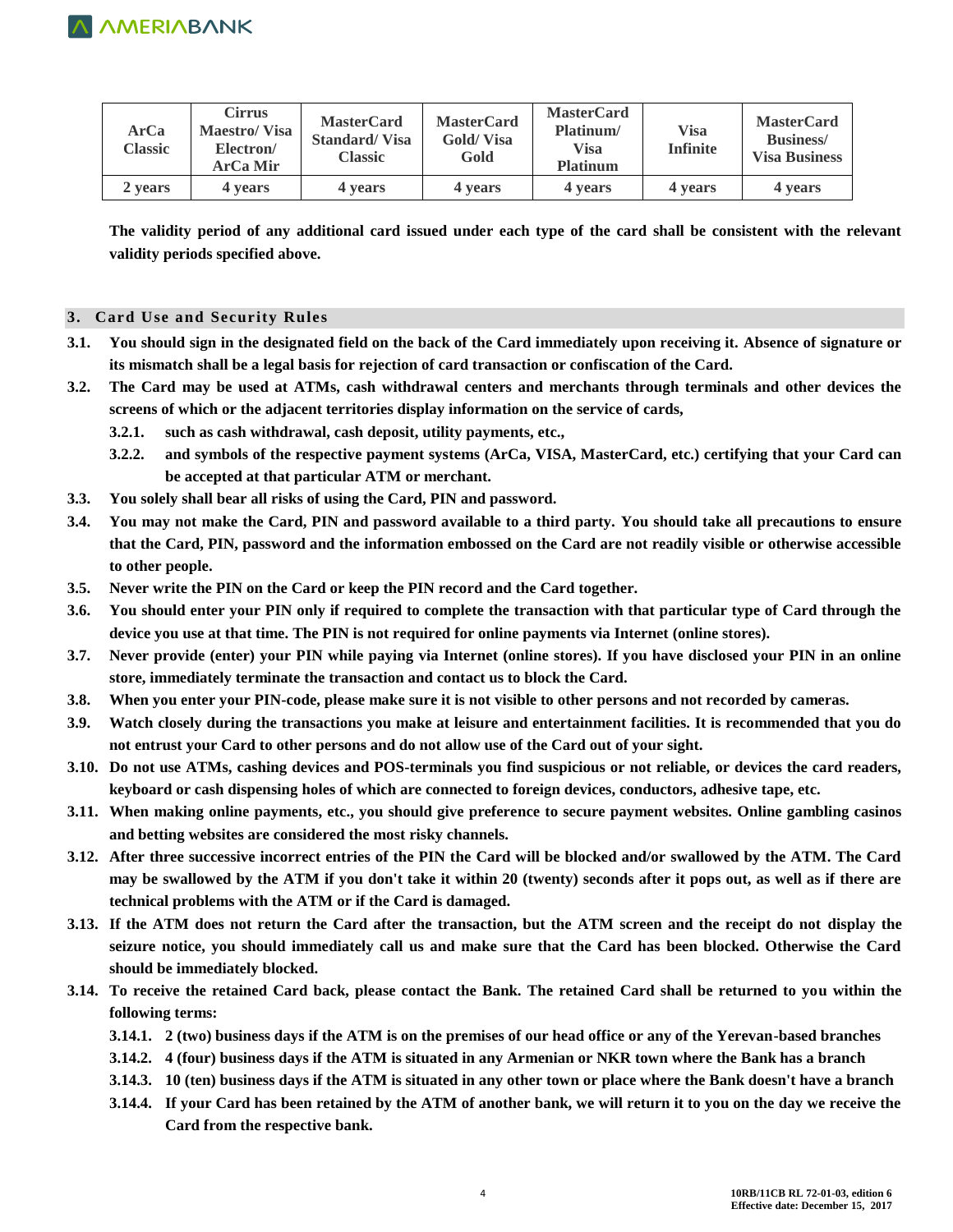| ArCa Classic | Cirrus Maestro/ Visa Electron/ ArCa Mir | MasterCard Standard/ Visa Classic | MasterCard Gold/ Visa Gold | MasterCard Platinum/ Visa Platinum | Visa Infinite | MasterCard Business/ Visa Business |
|---|---|---|---|---|---|---|
| 2 years | 4 years | 4 years | 4 years | 4 years | 4 years | 4 years |

**The validity period of any additional card issued under each type of the card shall be consistent with the relevant validity periods specified above.**

## 3. Card Use and Security Rules

**3.1.** **You should sign in the designated field on the back of the Card immediately upon receiving it. Absence of signature or its mismatch shall be a legal basis for rejection of card transaction or confiscation of the Card.**

**3.2.** **The Card may be used at ATMs, cash withdrawal centers and merchants through terminals and other devices the screens of which or the adjacent territories display information on the service of cards,**

- **3.2.1.** **such as cash withdrawal, cash deposit, utility payments, etc.,**
- **3.2.2.** **and symbols of the respective payment systems (ArCa, VISA, MasterCard, etc.) certifying that your Card can be accepted at that particular ATM or merchant.**

**3.3.** **You solely shall bear all risks of using the Card, PIN and password.**

**3.4.** **You may not make the Card, PIN and password available to a third party. You should take all precautions to ensure that the Card, PIN, password and the information embossed on the Card are not readily visible or otherwise accessible to other people.**

**3.5.** **Never write the PIN on the Card or keep the PIN record and the Card together.**

**3.6.** **You should enter your PIN only if required to complete the transaction with that particular type of Card through the device you use at that time. The PIN is not required for online payments via Internet (online stores).**

**3.7.** **Never provide (enter) your PIN while paying via Internet (online stores). If you have disclosed your PIN in an online store, immediately terminate the transaction and contact us to block the Card.**

**3.8.** **When you enter your PIN-code, please make sure it is not visible to other persons and not recorded by cameras.**

**3.9.** **Watch closely during the transactions you make at leisure and entertainment facilities. It is recommended that you do not entrust your Card to other persons and do not allow use of the Card out of your sight.**

**3.10.** **Do not use ATMs, cashing devices and POS-terminals you find suspicious or not reliable, or devices the card readers, keyboard or cash dispensing holes of which are connected to foreign devices, conductors, adhesive tape, etc.**

**3.11.** **When making online payments, etc., you should give preference to secure payment websites. Online gambling casinos and betting websites are considered the most risky channels.**

**3.12.** **After three successive incorrect entries of the PIN the Card will be blocked and/or swallowed by the ATM. The Card may be swallowed by the ATM if you don't take it within 20 (twenty) seconds after it pops out, as well as if there are technical problems with the ATM or if the Card is damaged.**

**3.13.** **If the ATM does not return the Card after the transaction, but the ATM screen and the receipt do not display the seizure notice, you should immediately call us and make sure that the Card has been blocked. Otherwise the Card should be immediately blocked.**

**3.14.** **To receive the retained Card back, please contact the Bank. The retained Card shall be returned to you within the following terms:**

- **3.14.1.** **2 (two) business days if the ATM is on the premises of our head office or any of the Yerevan-based branches**
- **3.14.2.** **4 (four) business days if the ATM is situated in any Armenian or NKR town where the Bank has a branch**
- **3.14.3.** **10 (ten) business days if the ATM is situated in any other town or place where the Bank doesn't have a branch**
- **3.14.4.** **If your Card has been retained by the ATM of another bank, we will return it to you on the day we receive the Card from the respective bank.**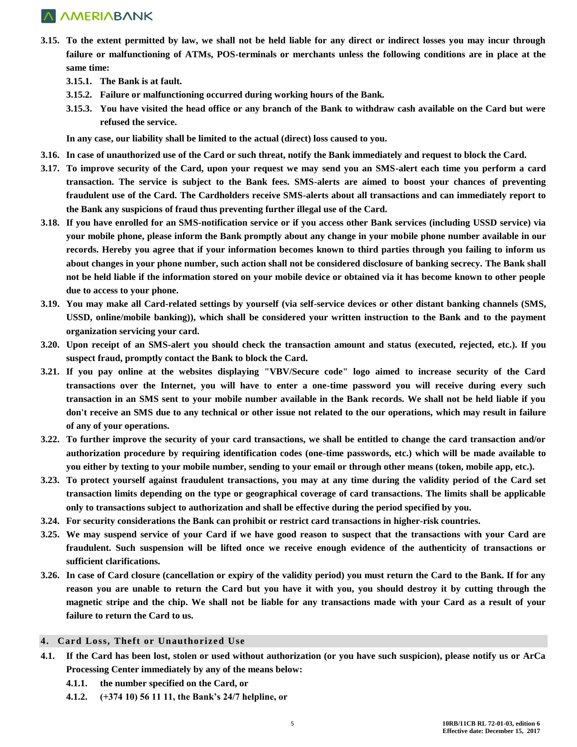**3.15. To the extent permitted by law, we shall not be held liable for any direct or indirect losses you may incur through failure or malfunctioning of ATMs, POS-terminals or merchants unless the following conditions are in place at the same time:**

**3.15.1. The Bank is at fault.**

**3.15.2. Failure or malfunctioning occurred during working hours of the Bank.**

**3.15.3. You have visited the head office or any branch of the Bank to withdraw cash available on the Card but were refused the service.**

**In any case, our liability shall be limited to the actual (direct) loss caused to you.**

**3.16. In case of unauthorized use of the Card or such threat, notify the Bank immediately and request to block the Card.**

**3.17. To improve security of the Card, upon your request we may send you an SMS-alert each time you perform a card transaction. The service is subject to the Bank fees. SMS-alerts are aimed to boost your chances of preventing fraudulent use of the Card. The Cardholders receive SMS-alerts about all transactions and can immediately report to the Bank any suspicions of fraud thus preventing further illegal use of the Card.**

**3.18. If you have enrolled for an SMS-notification service or if you access other Bank services (including USSD service) via your mobile phone, please inform the Bank promptly about any change in your mobile phone number available in our records. Hereby you agree that if your information becomes known to third parties through you failing to inform us about changes in your phone number, such action shall not be considered disclosure of banking secrecy. The Bank shall not be held liable if the information stored on your mobile device or obtained via it has become known to other people due to access to your phone.**

**3.19. You may make all Card-related settings by yourself (via self-service devices or other distant banking channels (SMS, USSD, online/mobile banking)), which shall be considered your written instruction to the Bank and to the payment organization servicing your card.**

**3.20. Upon receipt of an SMS-alert you should check the transaction amount and status (executed, rejected, etc.). If you suspect fraud, promptly contact the Bank to block the Card.**

**3.21. If you pay online at the websites displaying "VBV/Secure code" logo aimed to increase security of the Card transactions over the Internet, you will have to enter a one-time password you will receive during every such transaction in an SMS sent to your mobile number available in the Bank records. We shall not be held liable if you don't receive an SMS due to any technical or other issue not related to the our operations, which may result in failure of any of your operations.**

**3.22. To further improve the security of your card transactions, we shall be entitled to change the card transaction and/or authorization procedure by requiring identification codes (one-time passwords, etc.) which will be made available to you either by texting to your mobile number, sending to your email or through other means (token, mobile app, etc.).**

**3.23. To protect yourself against fraudulent transactions, you may at any time during the validity period of the Card set transaction limits depending on the type or geographical coverage of card transactions. The limits shall be applicable only to transactions subject to authorization and shall be effective during the period specified by you.**

**3.24. For security considerations the Bank can prohibit or restrict card transactions in higher-risk countries.**

**3.25. We may suspend service of your Card if we have good reason to suspect that the transactions with your Card are fraudulent. Such suspension will be lifted once we receive enough evidence of the authenticity of transactions or sufficient clarifications.**

**3.26. In case of Card closure (cancellation or expiry of the validity period) you must return the Card to the Bank. If for any reason you are unable to return the Card but you have it with you, you should destroy it by cutting through the magnetic stripe and the chip. We shall not be liable for any transactions made with your Card as a result of your failure to return the Card to us.**

## 4. Card Loss, Theft or Unauthorized Use

**4.1. If the Card has been lost, stolen or used without authorization (or you have such suspicion), please notify us or ArCa Processing Center immediately by any of the means below:**

**4.1.1. the number specified on the Card, or**

**4.1.2. (+374 10) 56 11 11, the Bank's 24/7 helpline, or**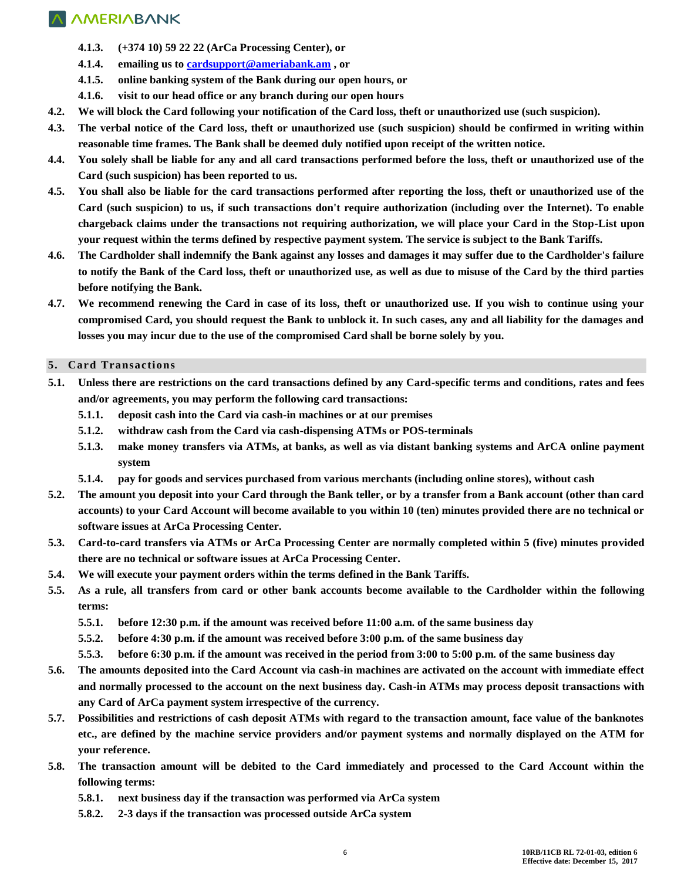**4.1.3. (+374 10) 59 22 22 (ArCa Processing Center), or**

**4.1.4. emailing us to [cardsupport@ameriabank.am](mailto:cardsupport@ameriabank.am) , or**

**4.1.5. online banking system of the Bank during our open hours, or**

**4.1.6. visit to our head office or any branch during our open hours**

**4.2. We will block the Card following your notification of the Card loss, theft or unauthorized use (such suspicion).**

**4.3. The verbal notice of the Card loss, theft or unauthorized use (such suspicion) should be confirmed in writing within reasonable time frames. The Bank shall be deemed duly notified upon receipt of the written notice.**

**4.4. You solely shall be liable for any and all card transactions performed before the loss, theft or unauthorized use of the Card (such suspicion) has been reported to us.**

**4.5. You shall also be liable for the card transactions performed after reporting the loss, theft or unauthorized use of the Card (such suspicion) to us, if such transactions don't require authorization (including over the Internet). To enable chargeback claims under the transactions not requiring authorization, we will place your Card in the Stop-List upon your request within the terms defined by respective payment system. The service is subject to the Bank Tariffs.**

**4.6. The Cardholder shall indemnify the Bank against any losses and damages it may suffer due to the Cardholder's failure to notify the Bank of the Card loss, theft or unauthorized use, as well as due to misuse of the Card by the third parties before notifying the Bank.**

**4.7. We recommend renewing the Card in case of its loss, theft or unauthorized use. If you wish to continue using your compromised Card, you should request the Bank to unblock it. In such cases, any and all liability for the damages and losses you may incur due to the use of the compromised Card shall be borne solely by you.**

## 5. Card Transactions

**5.1. Unless there are restrictions on the card transactions defined by any Card-specific terms and conditions, rates and fees and/or agreements, you may perform the following card transactions:**

**5.1.1. deposit cash into the Card via cash-in machines or at our premises**

**5.1.2. withdraw cash from the Card via cash-dispensing ATMs or POS-terminals**

**5.1.3. make money transfers via ATMs, at banks, as well as via distant banking systems and ArCA online payment system**

**5.1.4. pay for goods and services purchased from various merchants (including online stores), without cash**

**5.2. The amount you deposit into your Card through the Bank teller, or by a transfer from a Bank account (other than card accounts) to your Card Account will become available to you within 10 (ten) minutes provided there are no technical or software issues at ArCa Processing Center.**

**5.3. Card-to-card transfers via ATMs or ArCa Processing Center are normally completed within 5 (five) minutes provided there are no technical or software issues at ArCa Processing Center.**

**5.4. We will execute your payment orders within the terms defined in the Bank Tariffs.**

**5.5. As a rule, all transfers from card or other bank accounts become available to the Cardholder within the following terms:**

**5.5.1. before 12:30 p.m. if the amount was received before 11:00 a.m. of the same business day**

**5.5.2. before 4:30 p.m. if the amount was received before 3:00 p.m. of the same business day**

**5.5.3. before 6:30 p.m. if the amount was received in the period from 3:00 to 5:00 p.m. of the same business day**

**5.6. The amounts deposited into the Card Account via cash-in machines are activated on the account with immediate effect and normally processed to the account on the next business day. Cash-in ATMs may process deposit transactions with any Card of ArCa payment system irrespective of the currency.**

**5.7. Possibilities and restrictions of cash deposit ATMs with regard to the transaction amount, face value of the banknotes etc., are defined by the machine service providers and/or payment systems and normally displayed on the ATM for your reference.**

**5.8. The transaction amount will be debited to the Card immediately and processed to the Card Account within the following terms:**

**5.8.1. next business day if the transaction was performed via ArCa system**

**5.8.2. 2-3 days if the transaction was processed outside ArCa system**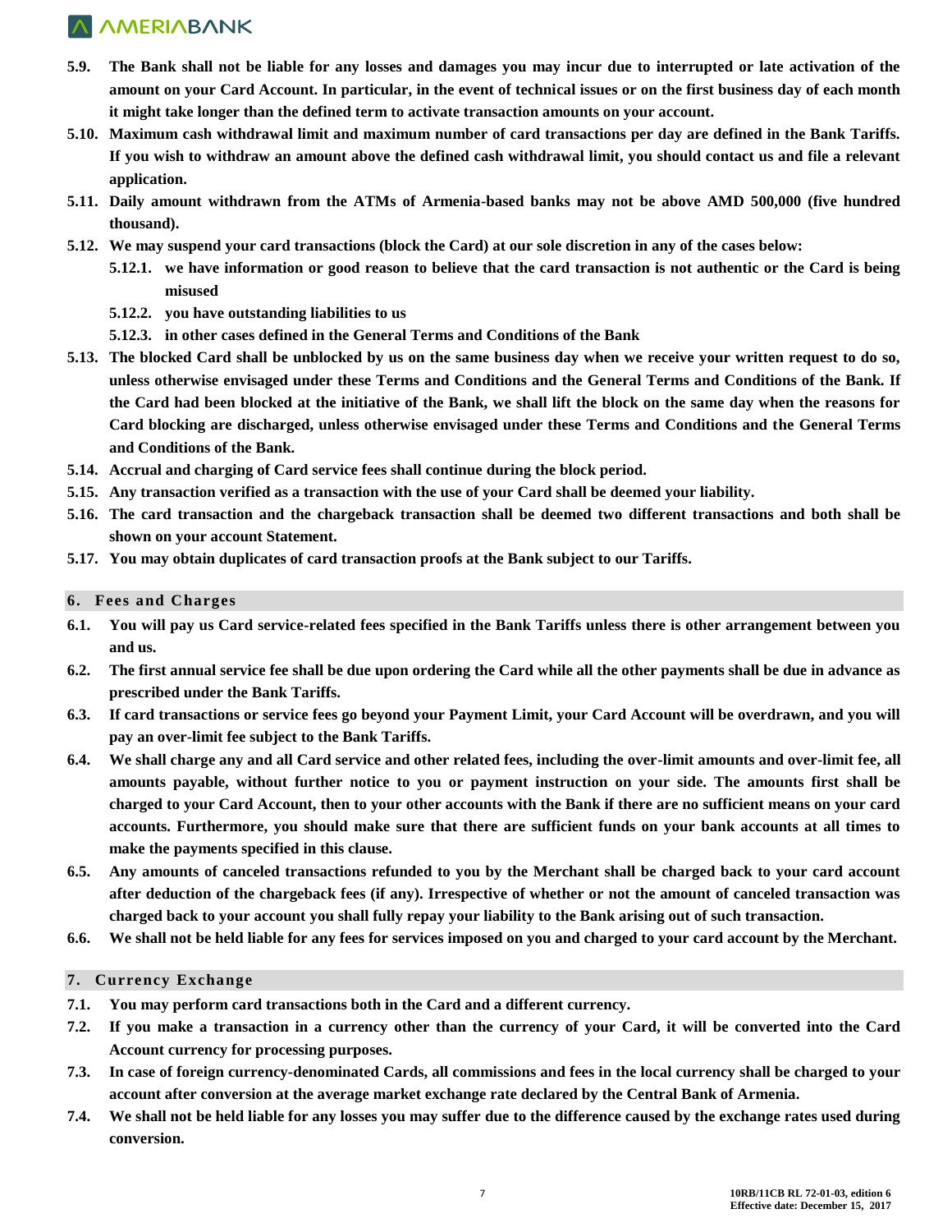**5.9. The Bank shall not be liable for any losses and damages you may incur due to interrupted or late activation of the amount on your Card Account. In particular, in the event of technical issues or on the first business day of each month it might take longer than the defined term to activate transaction amounts on your account.**

**5.10. Maximum cash withdrawal limit and maximum number of card transactions per day are defined in the Bank Tariffs. If you wish to withdraw an amount above the defined cash withdrawal limit, you should contact us and file a relevant application.**

**5.11. Daily amount withdrawn from the ATMs of Armenia-based banks may not be above AMD 500,000 (five hundred thousand).**

**5.12. We may suspend your card transactions (block the Card) at our sole discretion in any of the cases below:**

**5.12.1. we have information or good reason to believe that the card transaction is not authentic or the Card is being misused**

**5.12.2. you have outstanding liabilities to us**

**5.12.3. in other cases defined in the General Terms and Conditions of the Bank**

**5.13. The blocked Card shall be unblocked by us on the same business day when we receive your written request to do so, unless otherwise envisaged under these Terms and Conditions and the General Terms and Conditions of the Bank. If the Card had been blocked at the initiative of the Bank, we shall lift the block on the same day when the reasons for Card blocking are discharged, unless otherwise envisaged under these Terms and Conditions and the General Terms and Conditions of the Bank.**

**5.14. Accrual and charging of Card service fees shall continue during the block period.**

**5.15. Any transaction verified as a transaction with the use of your Card shall be deemed your liability.**

**5.16. The card transaction and the chargeback transaction shall be deemed two different transactions and both shall be shown on your account Statement.**

**5.17. You may obtain duplicates of card transaction proofs at the Bank subject to our Tariffs.**

## 6. Fees and Charges

**6.1. You will pay us Card service-related fees specified in the Bank Tariffs unless there is other arrangement between you and us.**

**6.2. The first annual service fee shall be due upon ordering the Card while all the other payments shall be due in advance as prescribed under the Bank Tariffs.**

**6.3. If card transactions or service fees go beyond your Payment Limit, your Card Account will be overdrawn, and you will pay an over-limit fee subject to the Bank Tariffs.**

**6.4. We shall charge any and all Card service and other related fees, including the over-limit amounts and over-limit fee, all amounts payable, without further notice to you or payment instruction on your side. The amounts first shall be charged to your Card Account, then to your other accounts with the Bank if there are no sufficient means on your card accounts. Furthermore, you should make sure that there are sufficient funds on your bank accounts at all times to make the payments specified in this clause.**

**6.5. Any amounts of canceled transactions refunded to you by the Merchant shall be charged back to your card account after deduction of the chargeback fees (if any). Irrespective of whether or not the amount of canceled transaction was charged back to your account you shall fully repay your liability to the Bank arising out of such transaction.**

**6.6. We shall not be held liable for any fees for services imposed on you and charged to your card account by the Merchant.**

## 7. Currency Exchange

**7.1. You may perform card transactions both in the Card and a different currency.**

**7.2. If you make a transaction in a currency other than the currency of your Card, it will be converted into the Card Account currency for processing purposes.**

**7.3. In case of foreign currency-denominated Cards, all commissions and fees in the local currency shall be charged to your account after conversion at the average market exchange rate declared by the Central Bank of Armenia.**

**7.4. We shall not be held liable for any losses you may suffer due to the difference caused by the exchange rates used during conversion.**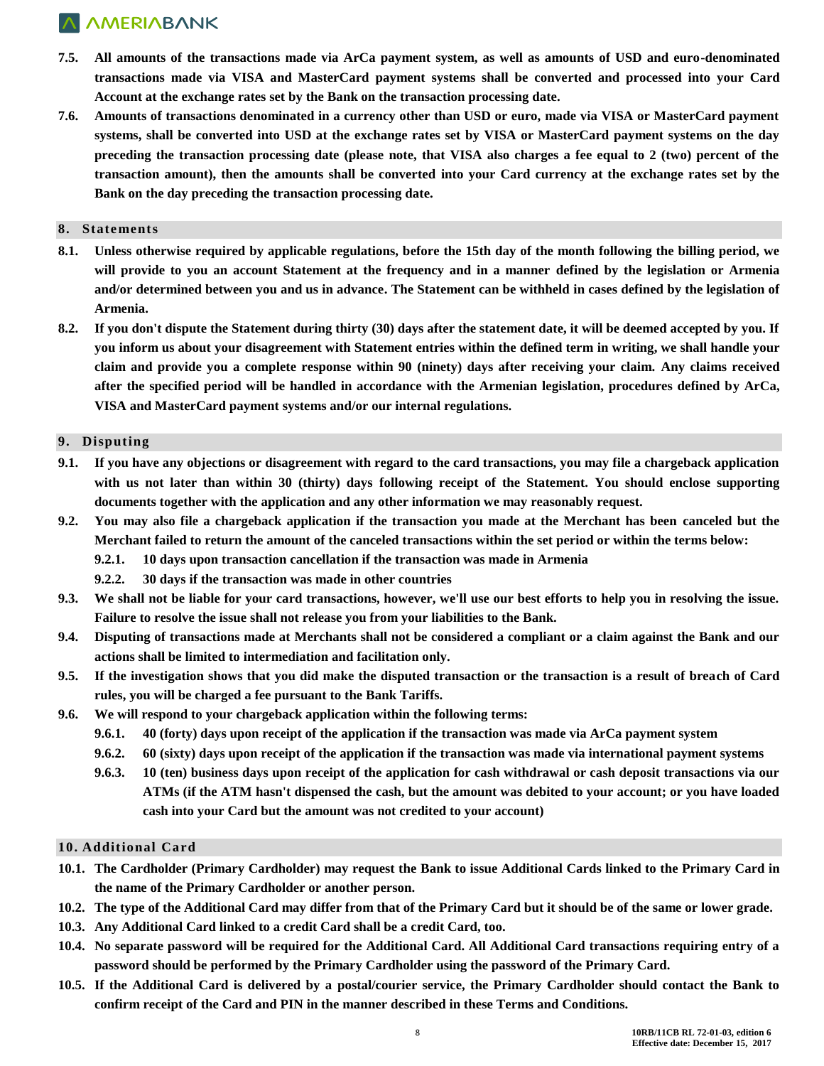**7.5. All amounts of the transactions made via ArCa payment system, as well as amounts of USD and euro-denominated transactions made via VISA and MasterCard payment systems shall be converted and processed into your Card Account at the exchange rates set by the Bank on the transaction processing date.**

**7.6. Amounts of transactions denominated in a currency other than USD or euro, made via VISA or MasterCard payment systems, shall be converted into USD at the exchange rates set by VISA or MasterCard payment systems on the day preceding the transaction processing date (please note, that VISA also charges a fee equal to 2 (two) percent of the transaction amount), then the amounts shall be converted into your Card currency at the exchange rates set by the Bank on the day preceding the transaction processing date.**

## 8. Statements

**8.1. Unless otherwise required by applicable regulations, before the 15th day of the month following the billing period, we will provide to you an account Statement at the frequency and in a manner defined by the legislation or Armenia and/or determined between you and us in advance. The Statement can be withheld in cases defined by the legislation of Armenia.**

**8.2. If you don't dispute the Statement during thirty (30) days after the statement date, it will be deemed accepted by you. If you inform us about your disagreement with Statement entries within the defined term in writing, we shall handle your claim and provide you a complete response within 90 (ninety) days after receiving your claim. Any claims received after the specified period will be handled in accordance with the Armenian legislation, procedures defined by ArCa, VISA and MasterCard payment systems and/or our internal regulations.**

## 9. Disputing

**9.1. If you have any objections or disagreement with regard to the card transactions, you may file a chargeback application with us not later than within 30 (thirty) days following receipt of the Statement. You should enclose supporting documents together with the application and any other information we may reasonably request.**

**9.2. You may also file a chargeback application if the transaction you made at the Merchant has been canceled but the Merchant failed to return the amount of the canceled transactions within the set period or within the terms below:**

**9.2.1. 10 days upon transaction cancellation if the transaction was made in Armenia**

**9.2.2. 30 days if the transaction was made in other countries**

**9.3. We shall not be liable for your card transactions, however, we'll use our best efforts to help you in resolving the issue. Failure to resolve the issue shall not release you from your liabilities to the Bank.**

**9.4. Disputing of transactions made at Merchants shall not be considered a compliant or a claim against the Bank and our actions shall be limited to intermediation and facilitation only.**

**9.5. If the investigation shows that you did make the disputed transaction or the transaction is a result of breach of Card rules, you will be charged a fee pursuant to the Bank Tariffs.**

**9.6. We will respond to your chargeback application within the following terms:**

**9.6.1. 40 (forty) days upon receipt of the application if the transaction was made via ArCa payment system**

**9.6.2. 60 (sixty) days upon receipt of the application if the transaction was made via international payment systems**

**9.6.3. 10 (ten) business days upon receipt of the application for cash withdrawal or cash deposit transactions via our ATMs (if the ATM hasn't dispensed the cash, but the amount was debited to your account; or you have loaded cash into your Card but the amount was not credited to your account)**

## 10. Additional Card

**10.1. The Cardholder (Primary Cardholder) may request the Bank to issue Additional Cards linked to the Primary Card in the name of the Primary Cardholder or another person.**

**10.2. The type of the Additional Card may differ from that of the Primary Card but it should be of the same or lower grade.**

**10.3. Any Additional Card linked to a credit Card shall be a credit Card, too.**

**10.4. No separate password will be required for the Additional Card. All Additional Card transactions requiring entry of a password should be performed by the Primary Cardholder using the password of the Primary Card.**

**10.5. If the Additional Card is delivered by a postal/courier service, the Primary Cardholder should contact the Bank to confirm receipt of the Card and PIN in the manner described in these Terms and Conditions.**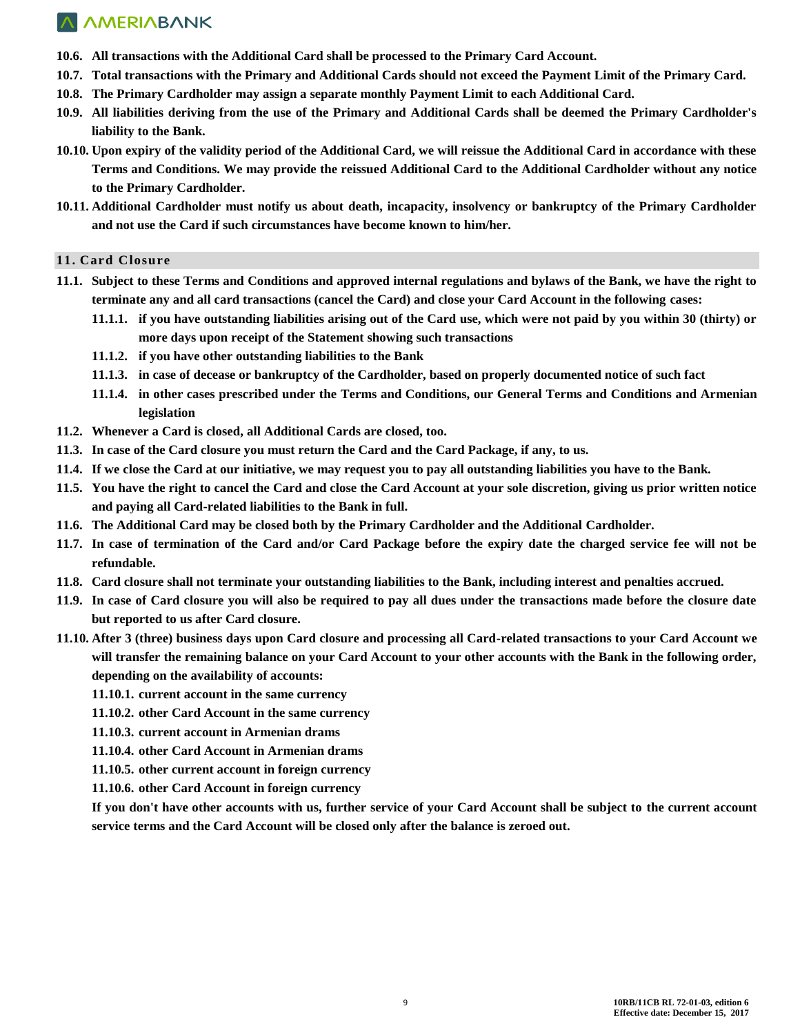**10.6. All transactions with the Additional Card shall be processed to the Primary Card Account.**

**10.7. Total transactions with the Primary and Additional Cards should not exceed the Payment Limit of the Primary Card.**

**10.8. The Primary Cardholder may assign a separate monthly Payment Limit to each Additional Card.**

**10.9. All liabilities deriving from the use of the Primary and Additional Cards shall be deemed the Primary Cardholder's liability to the Bank.**

**10.10. Upon expiry of the validity period of the Additional Card, we will reissue the Additional Card in accordance with these Terms and Conditions. We may provide the reissued Additional Card to the Additional Cardholder without any notice to the Primary Cardholder.**

**10.11. Additional Cardholder must notify us about death, incapacity, insolvency or bankruptcy of the Primary Cardholder and not use the Card if such circumstances have become known to him/her.**

## 11. Card Closure

**11.1. Subject to these Terms and Conditions and approved internal regulations and bylaws of the Bank, we have the right to terminate any and all card transactions (cancel the Card) and close your Card Account in the following cases:**

**11.1.1. if you have outstanding liabilities arising out of the Card use, which were not paid by you within 30 (thirty) or more days upon receipt of the Statement showing such transactions**

**11.1.2. if you have other outstanding liabilities to the Bank**

**11.1.3. in case of decease or bankruptcy of the Cardholder, based on properly documented notice of such fact**

**11.1.4. in other cases prescribed under the Terms and Conditions, our General Terms and Conditions and Armenian legislation**

**11.2. Whenever a Card is closed, all Additional Cards are closed, too.**

**11.3. In case of the Card closure you must return the Card and the Card Package, if any, to us.**

**11.4. If we close the Card at our initiative, we may request you to pay all outstanding liabilities you have to the Bank.**

**11.5. You have the right to cancel the Card and close the Card Account at your sole discretion, giving us prior written notice and paying all Card-related liabilities to the Bank in full.**

**11.6. The Additional Card may be closed both by the Primary Cardholder and the Additional Cardholder.**

**11.7. In case of termination of the Card and/or Card Package before the expiry date the charged service fee will not be refundable.**

**11.8. Card closure shall not terminate your outstanding liabilities to the Bank, including interest and penalties accrued.**

**11.9. In case of Card closure you will also be required to pay all dues under the transactions made before the closure date but reported to us after Card closure.**

**11.10. After 3 (three) business days upon Card closure and processing all Card-related transactions to your Card Account we will transfer the remaining balance on your Card Account to your other accounts with the Bank in the following order, depending on the availability of accounts:**

**11.10.1. current account in the same currency**

**11.10.2. other Card Account in the same currency**

**11.10.3. current account in Armenian drams**

**11.10.4. other Card Account in Armenian drams**

**11.10.5. other current account in foreign currency**

**11.10.6. other Card Account in foreign currency**

**If you don't have other accounts with us, further service of your Card Account shall be subject to the current account service terms and the Card Account will be closed only after the balance is zeroed out.**